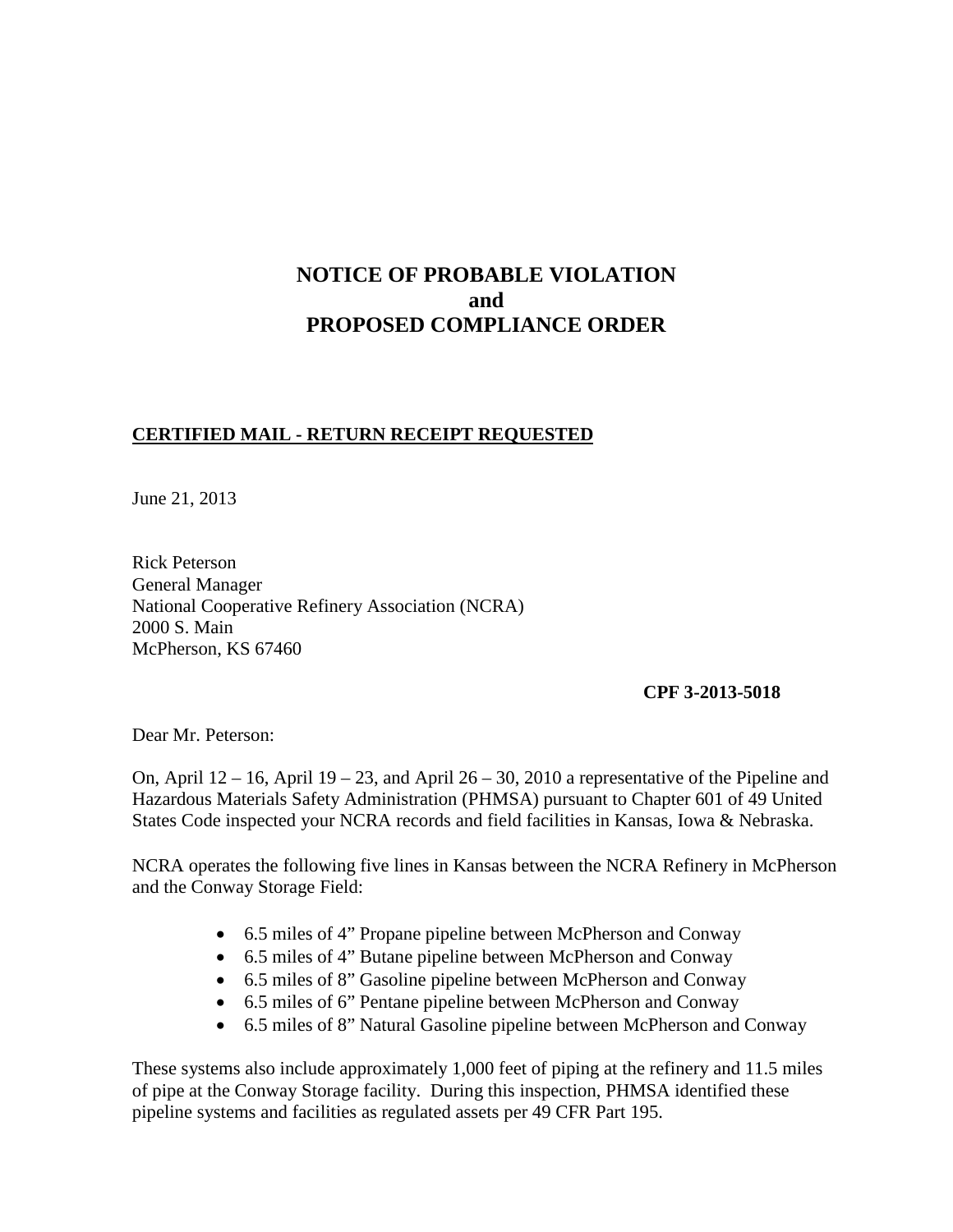# NOTICE OF PROBABLE VIOLATION
# and
# PROPOSED COMPLIANCE ORDER

**CERTIFIED MAIL - RETURN RECEIPT REQUESTED**

June 21, 2013

Rick Peterson
General Manager
National Cooperative Refinery Association (NCRA)
2000 S. Main
McPherson, KS 67460

**CPF 3-2013-5018**

Dear Mr. Peterson:

On, April 12 – 16, April 19 – 23, and April 26 – 30, 2010 a representative of the Pipeline and Hazardous Materials Safety Administration (PHMSA) pursuant to Chapter 601 of 49 United States Code inspected your NCRA records and field facilities in Kansas, Iowa & Nebraska.

NCRA operates the following five lines in Kansas between the NCRA Refinery in McPherson and the Conway Storage Field:

- 6.5 miles of 4" Propane pipeline between McPherson and Conway
- 6.5 miles of 4" Butane pipeline between McPherson and Conway
- 6.5 miles of 8" Gasoline pipeline between McPherson and Conway
- 6.5 miles of 6" Pentane pipeline between McPherson and Conway
- 6.5 miles of 8" Natural Gasoline pipeline between McPherson and Conway

These systems also include approximately 1,000 feet of piping at the refinery and 11.5 miles of pipe at the Conway Storage facility. During this inspection, PHMSA identified these pipeline systems and facilities as regulated assets per 49 CFR Part 195.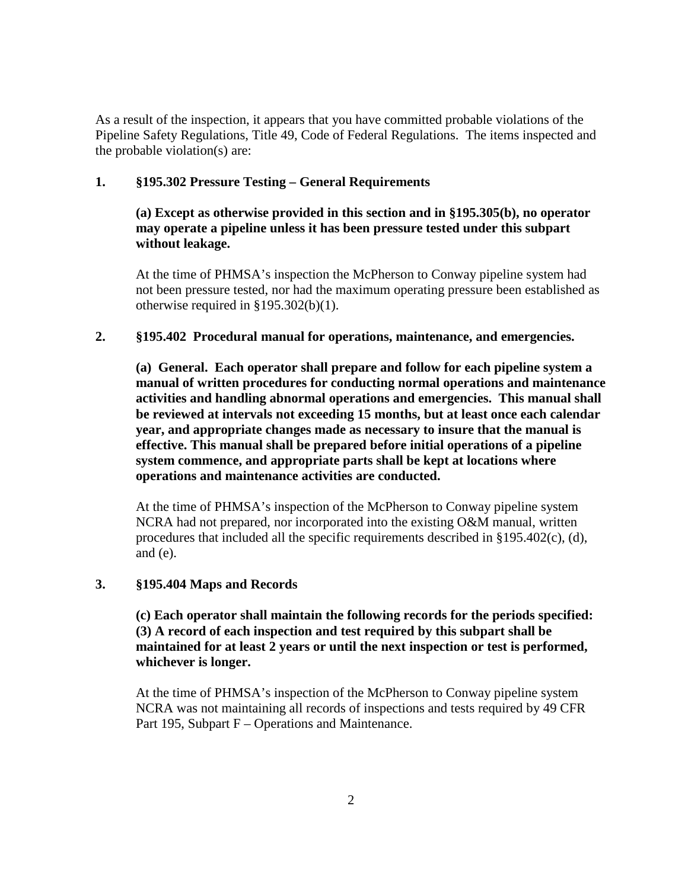As a result of the inspection, it appears that you have committed probable violations of the Pipeline Safety Regulations, Title 49, Code of Federal Regulations. The items inspected and the probable violation(s) are:

**1. §195.302 Pressure Testing – General Requirements**

**(a) Except as otherwise provided in this section and in §195.305(b), no operator may operate a pipeline unless it has been pressure tested under this subpart without leakage.**

At the time of PHMSA's inspection the McPherson to Conway pipeline system had not been pressure tested, nor had the maximum operating pressure been established as otherwise required in §195.302(b)(1).

**2. §195.402 Procedural manual for operations, maintenance, and emergencies.**

**(a) General. Each operator shall prepare and follow for each pipeline system a manual of written procedures for conducting normal operations and maintenance activities and handling abnormal operations and emergencies. This manual shall be reviewed at intervals not exceeding 15 months, but at least once each calendar year, and appropriate changes made as necessary to insure that the manual is effective. This manual shall be prepared before initial operations of a pipeline system commence, and appropriate parts shall be kept at locations where operations and maintenance activities are conducted.**

At the time of PHMSA's inspection of the McPherson to Conway pipeline system NCRA had not prepared, nor incorporated into the existing O&M manual, written procedures that included all the specific requirements described in §195.402(c), (d), and (e).

**3. §195.404 Maps and Records**

**(c) Each operator shall maintain the following records for the periods specified: (3) A record of each inspection and test required by this subpart shall be maintained for at least 2 years or until the next inspection or test is performed, whichever is longer.**

At the time of PHMSA's inspection of the McPherson to Conway pipeline system NCRA was not maintaining all records of inspections and tests required by 49 CFR Part 195, Subpart F – Operations and Maintenance.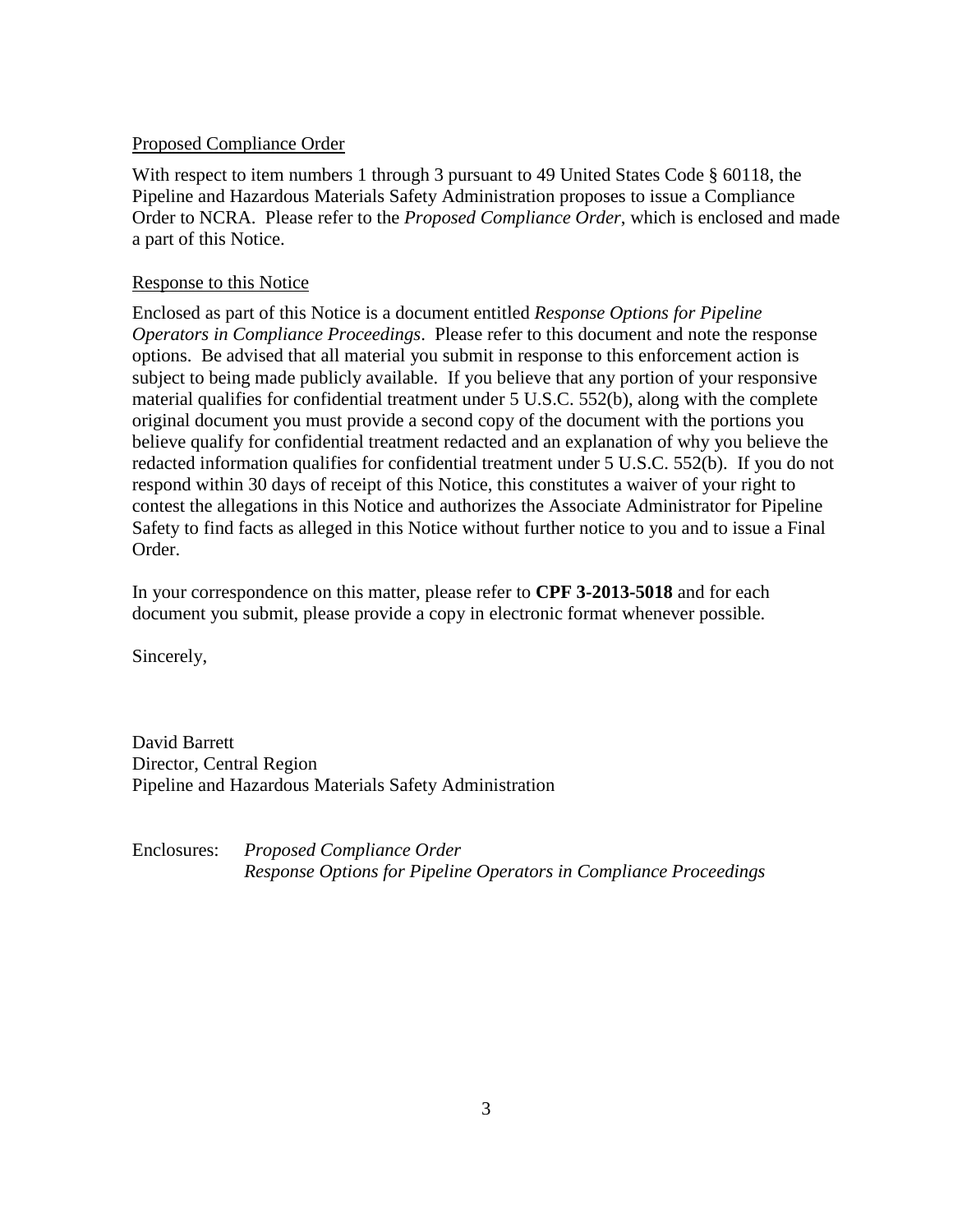Proposed Compliance Order

With respect to item numbers 1 through 3 pursuant to 49 United States Code § 60118, the Pipeline and Hazardous Materials Safety Administration proposes to issue a Compliance Order to NCRA. Please refer to the *Proposed Compliance Order*, which is enclosed and made a part of this Notice.

Response to this Notice

Enclosed as part of this Notice is a document entitled *Response Options for Pipeline Operators in Compliance Proceedings*. Please refer to this document and note the response options. Be advised that all material you submit in response to this enforcement action is subject to being made publicly available. If you believe that any portion of your responsive material qualifies for confidential treatment under 5 U.S.C. 552(b), along with the complete original document you must provide a second copy of the document with the portions you believe qualify for confidential treatment redacted and an explanation of why you believe the redacted information qualifies for confidential treatment under 5 U.S.C. 552(b). If you do not respond within 30 days of receipt of this Notice, this constitutes a waiver of your right to contest the allegations in this Notice and authorizes the Associate Administrator for Pipeline Safety to find facts as alleged in this Notice without further notice to you and to issue a Final Order.

In your correspondence on this matter, please refer to **CPF 3-2013-5018** and for each document you submit, please provide a copy in electronic format whenever possible.

Sincerely,

David Barrett
Director, Central Region
Pipeline and Hazardous Materials Safety Administration

Enclosures: *Proposed Compliance Order*
*Response Options for Pipeline Operators in Compliance Proceedings*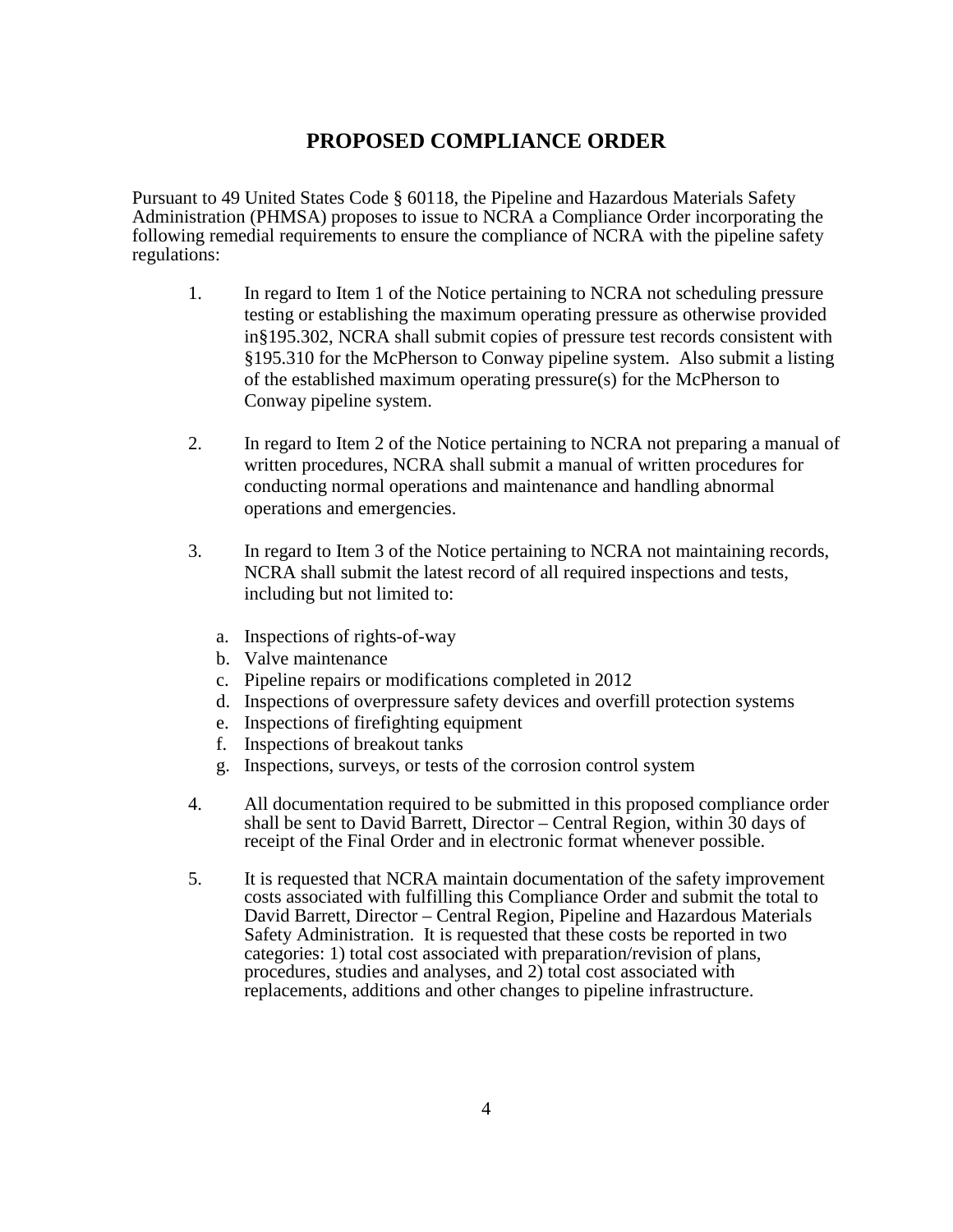# PROPOSED COMPLIANCE ORDER

Pursuant to 49 United States Code § 60118, the Pipeline and Hazardous Materials Safety Administration (PHMSA) proposes to issue to NCRA a Compliance Order incorporating the following remedial requirements to ensure the compliance of NCRA with the pipeline safety regulations:

1. In regard to Item 1 of the Notice pertaining to NCRA not scheduling pressure testing or establishing the maximum operating pressure as otherwise provided in§195.302, NCRA shall submit copies of pressure test records consistent with §195.310 for the McPherson to Conway pipeline system. Also submit a listing of the established maximum operating pressure(s) for the McPherson to Conway pipeline system.

2. In regard to Item 2 of the Notice pertaining to NCRA not preparing a manual of written procedures, NCRA shall submit a manual of written procedures for conducting normal operations and maintenance and handling abnormal operations and emergencies.

3. In regard to Item 3 of the Notice pertaining to NCRA not maintaining records, NCRA shall submit the latest record of all required inspections and tests, including but not limited to:

   a. Inspections of rights-of-way
   b. Valve maintenance
   c. Pipeline repairs or modifications completed in 2012
   d. Inspections of overpressure safety devices and overfill protection systems
   e. Inspections of firefighting equipment
   f. Inspections of breakout tanks
   g. Inspections, surveys, or tests of the corrosion control system

4. All documentation required to be submitted in this proposed compliance order shall be sent to David Barrett, Director – Central Region, within 30 days of receipt of the Final Order and in electronic format whenever possible.

5. It is requested that NCRA maintain documentation of the safety improvement costs associated with fulfilling this Compliance Order and submit the total to David Barrett, Director – Central Region, Pipeline and Hazardous Materials Safety Administration. It is requested that these costs be reported in two categories: 1) total cost associated with preparation/revision of plans, procedures, studies and analyses, and 2) total cost associated with replacements, additions and other changes to pipeline infrastructure.